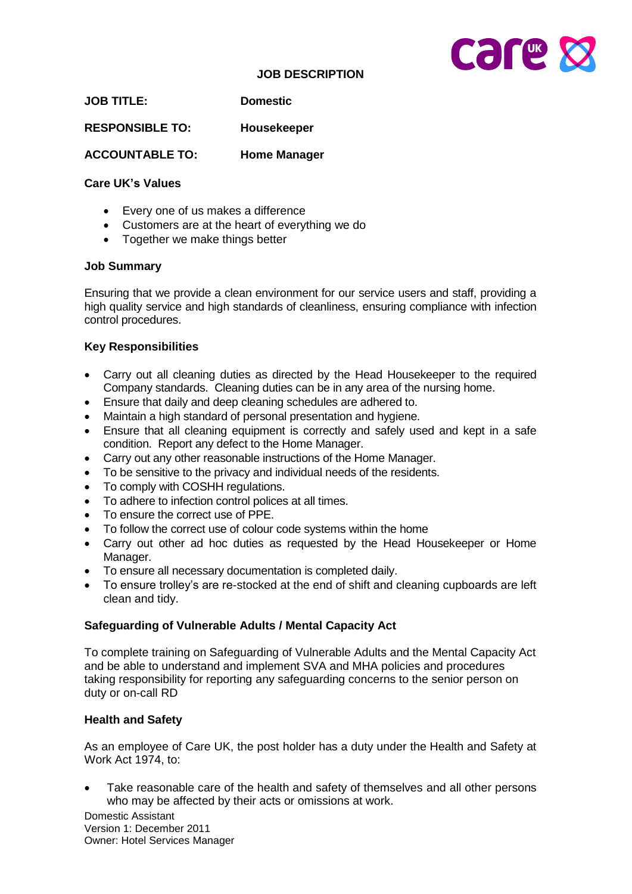# JOB DESCRIPTION

**JOB TITLE:** **Domestic**

**RESPONSIBLE TO:** **Housekeeper**

**ACCOUNTABLE TO:** **Home Manager**

**Care UK's Values**

- Every one of us makes a difference
- Customers are at the heart of everything we do
- Together we make things better

**Job Summary**

Ensuring that we provide a clean environment for our service users and staff, providing a high quality service and high standards of cleanliness, ensuring compliance with infection control procedures.

**Key Responsibilities**

- Carry out all cleaning duties as directed by the Head Housekeeper to the required Company standards. Cleaning duties can be in any area of the nursing home.
- Ensure that daily and deep cleaning schedules are adhered to.
- Maintain a high standard of personal presentation and hygiene.
- Ensure that all cleaning equipment is correctly and safely used and kept in a safe condition. Report any defect to the Home Manager.
- Carry out any other reasonable instructions of the Home Manager.
- To be sensitive to the privacy and individual needs of the residents.
- To comply with COSHH regulations.
- To adhere to infection control polices at all times.
- To ensure the correct use of PPE.
- To follow the correct use of colour code systems within the home
- Carry out other ad hoc duties as requested by the Head Housekeeper or Home Manager.
- To ensure all necessary documentation is completed daily.
- To ensure trolley's are re-stocked at the end of shift and cleaning cupboards are left clean and tidy.

**Safeguarding of Vulnerable Adults / Mental Capacity Act**

To complete training on Safeguarding of Vulnerable Adults and the Mental Capacity Act and be able to understand and implement SVA and MHA policies and procedures taking responsibility for reporting any safeguarding concerns to the senior person on duty or on-call RD

**Health and Safety**

As an employee of Care UK, the post holder has a duty under the Health and Safety at Work Act 1974, to:

- Take reasonable care of the health and safety of themselves and all other persons who may be affected by their acts or omissions at work.

Domestic Assistant
Version 1: December 2011
Owner: Hotel Services Manager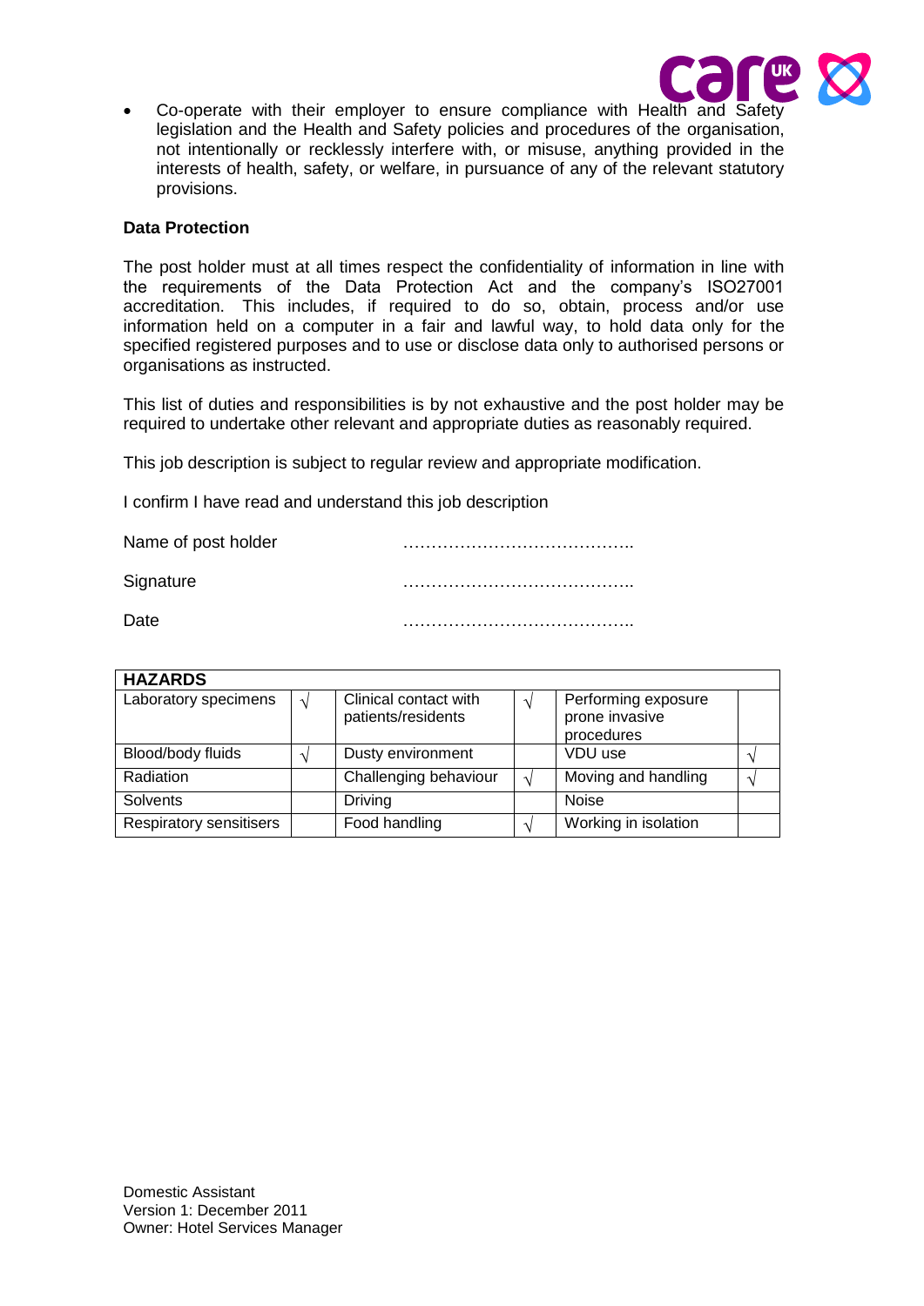- Co-operate with their employer to ensure compliance with Health and Safety legislation and the Health and Safety policies and procedures of the organisation, not intentionally or recklessly interfere with, or misuse, anything provided in the interests of health, safety, or welfare, in pursuance of any of the relevant statutory provisions.

**Data Protection**

The post holder must at all times respect the confidentiality of information in line with the requirements of the Data Protection Act and the company's ISO27001 accreditation. This includes, if required to do so, obtain, process and/or use information held on a computer in a fair and lawful way, to hold data only for the specified registered purposes and to use or disclose data only to authorised persons or organisations as instructed.

This list of duties and responsibilities is by not exhaustive and the post holder may be required to undertake other relevant and appropriate duties as reasonably required.

This job description is subject to regular review and appropriate modification.

I confirm I have read and understand this job description

Name of post holder …………………………………..

Signature …………………………………..

Date …………………………………..

| **HAZARDS** | | | | | |
|---|---|---|---|---|---|
| Laboratory specimens | √ | Clinical contact with patients/residents | √ | Performing exposure prone invasive procedures | |
| Blood/body fluids | √ | Dusty environment | | VDU use | √ |
| Radiation | | Challenging behaviour | √ | Moving and handling | √ |
| Solvents | | Driving | | Noise | |
| Respiratory sensitisers | | Food handling | √ | Working in isolation | |

Domestic Assistant
Version 1: December 2011
Owner: Hotel Services Manager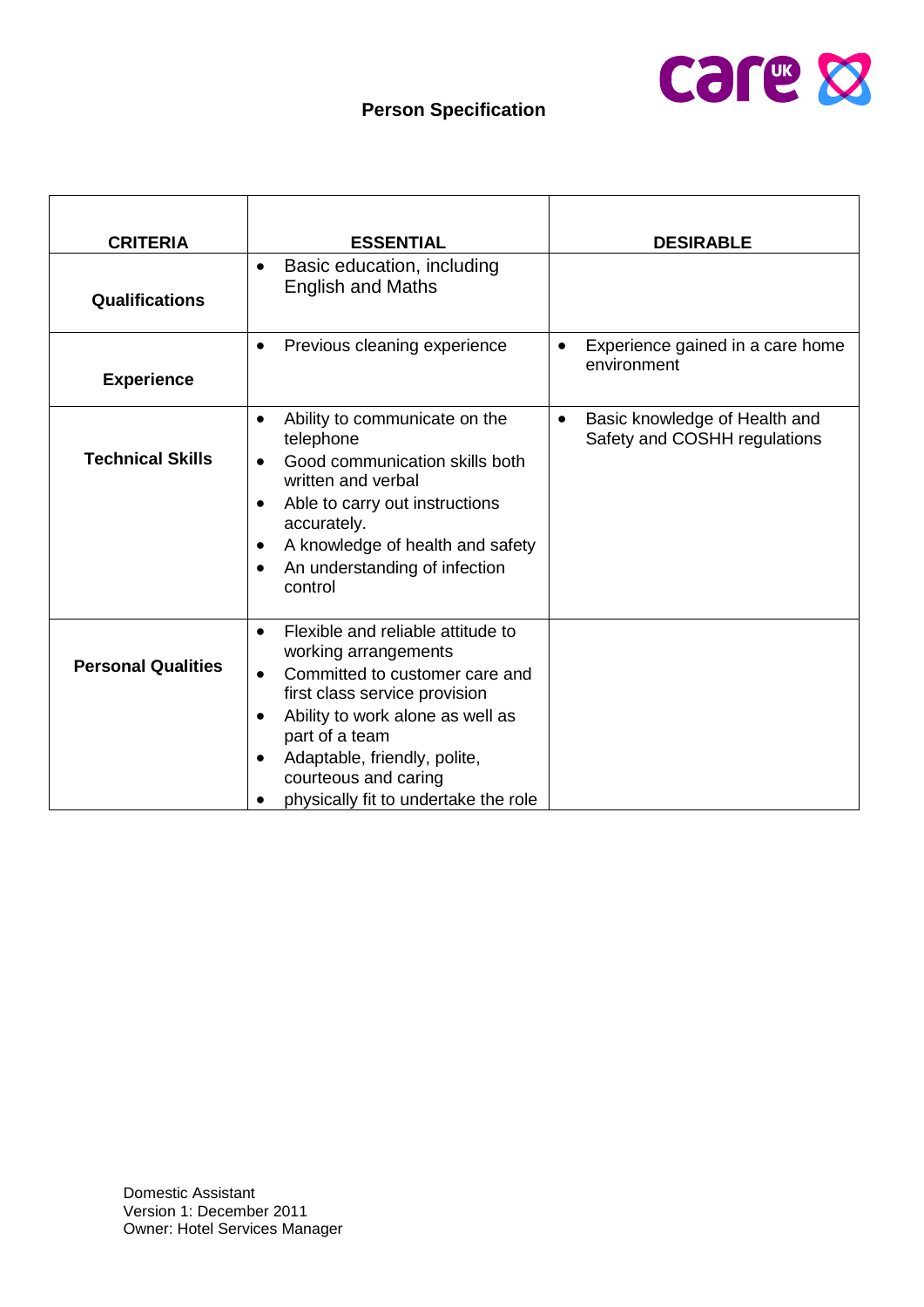# Person Specification

| CRITERIA | ESSENTIAL | DESIRABLE |
|---|---|---|
| **Qualifications** | • Basic education, including English and Maths | |
| **Experience** | • Previous cleaning experience | • Experience gained in a care home environment |
| **Technical Skills** | • Ability to communicate on the telephone<br>• Good communication skills both written and verbal<br>• Able to carry out instructions accurately.<br>• A knowledge of health and safety<br>• An understanding of infection control | • Basic knowledge of Health and Safety and COSHH regulations |
| **Personal Qualities** | • Flexible and reliable attitude to working arrangements<br>• Committed to customer care and first class service provision<br>• Ability to work alone as well as part of a team<br>• Adaptable, friendly, polite, courteous and caring<br>• physically fit to undertake the role | |

Domestic Assistant
Version 1: December 2011
Owner: Hotel Services Manager